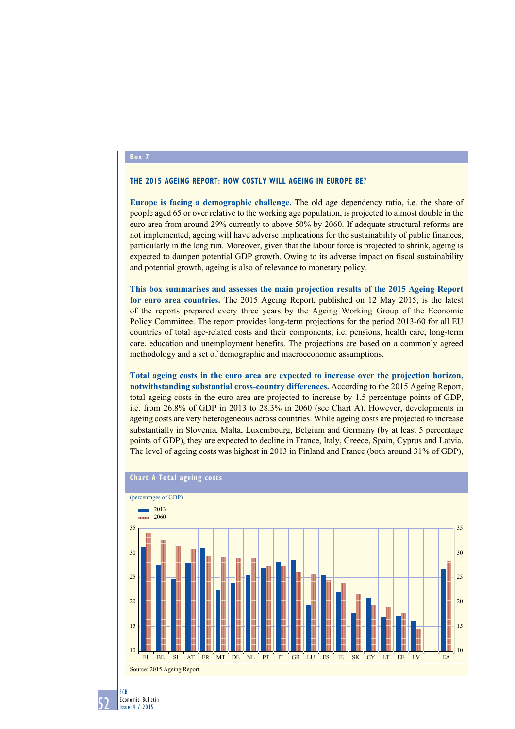Box 7

## THE 2015 AGEING REPORT: HOW COSTLY WILL AGEING IN EUROPE BE?

**Europe is facing a demographic challenge.** The old age dependency ratio, i.e. the share of people aged 65 or over relative to the working age population, is projected to almost double in the euro area from around 29% currently to above 50% by 2060. If adequate structural reforms are not implemented, ageing will have adverse implications for the sustainability of public finances, particularly in the long run. Moreover, given that the labour force is projected to shrink, ageing is expected to dampen potential GDP growth. Owing to its adverse impact on fiscal sustainability and potential growth, ageing is also of relevance to monetary policy.

**This box summarises and assesses the main projection results of the 2015 Ageing Report for euro area countries.** The 2015 Ageing Report, published on 12 May 2015, is the latest of the reports prepared every three years by the Ageing Working Group of the Economic Policy Committee. The report provides long-term projections for the period 2013-60 for all EU countries of total age-related costs and their components, i.e. pensions, health care, long-term care, education and unemployment benefits. The projections are based on a commonly agreed methodology and a set of demographic and macroeconomic assumptions.

**Total ageing costs in the euro area are expected to increase over the projection horizon, notwithstanding substantial cross-country differences.** According to the 2015 Ageing Report, total ageing costs in the euro area are projected to increase by 1.5 percentage points of GDP, i.e. from 26.8% of GDP in 2013 to 28.3% in 2060 (see Chart A). However, developments in ageing costs are very heterogeneous across countries. While ageing costs are projected to increase substantially in Slovenia, Malta, Luxembourg, Belgium and Germany (by at least 5 percentage points of GDP), they are expected to decline in France, Italy, Greece, Spain, Cyprus and Latvia. The level of ageing costs was highest in 2013 in Finland and France (both around 31% of GDP),

### Chart A Total ageing costs

(percentages of GDP)

Legend: 2013, 2060

Countries: FI, BE, SI, AT, FR, MT, DE, NL, PT, IT, GR, LU, ES, IE, SK, CY, LT, EE, LV, EA

Source: 2015 Ageing Report.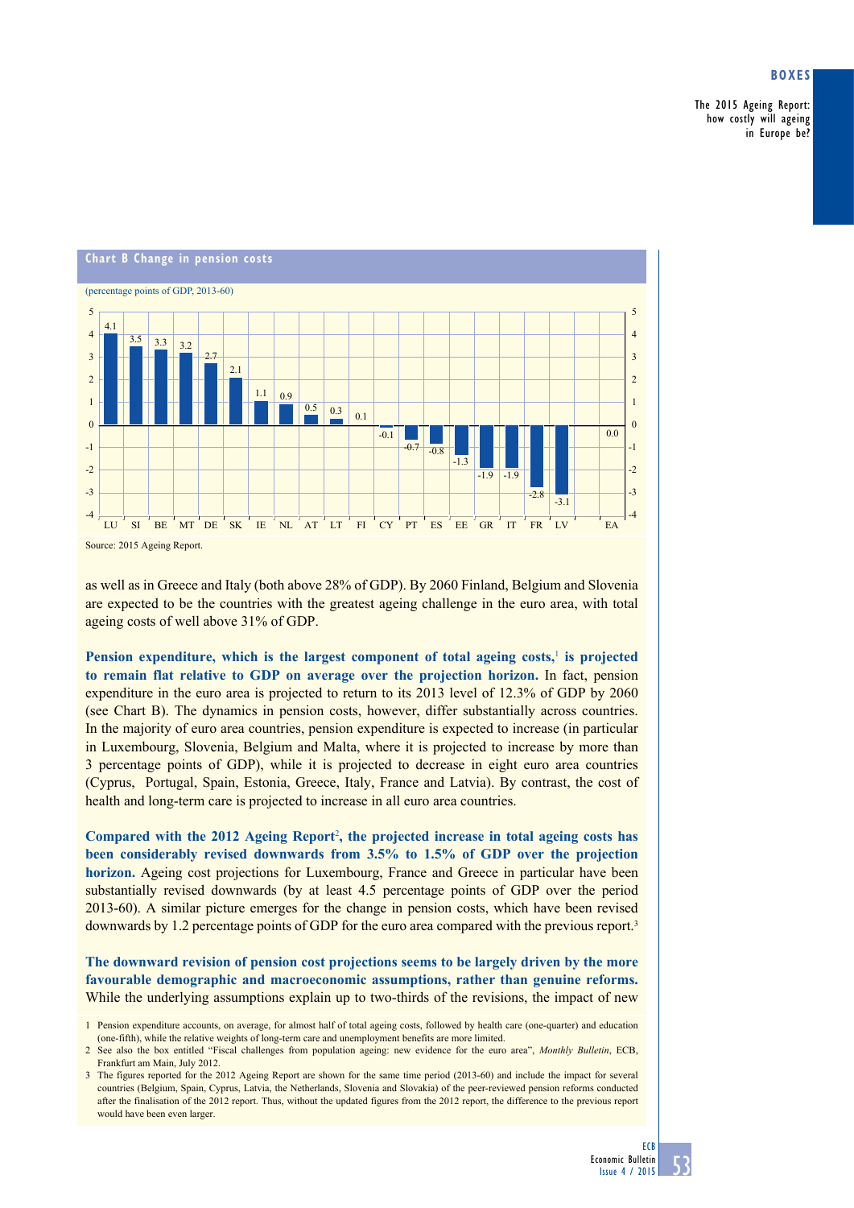**Chart B Change in pension costs**

(percentage points of GDP, 2013-60)

| LU | SI | BE | MT | DE | SK | IE | NL | AT | LT | FI | CY | PT | ES | EE | GR | IT | FR | LV | EA |
|---|---|---|---|---|---|---|---|---|---|---|---|---|---|---|---|---|---|---|---|
| 4.1 | 3.5 | 3.3 | 3.2 | 2.7 | 2.1 | 1.1 | 0.9 | 0.5 | 0.3 | 0.1 | -0.1 | -0.7 | -0.8 | -1.3 | -1.9 | -1.9 | -2.8 | -3.1 | 0.0 |

Source: 2015 Ageing Report.

as well as in Greece and Italy (both above 28% of GDP). By 2060 Finland, Belgium and Slovenia are expected to be the countries with the greatest ageing challenge in the euro area, with total ageing costs of well above 31% of GDP.

**Pension expenditure, which is the largest component of total ageing costs,[1] is projected to remain flat relative to GDP on average over the projection horizon.** In fact, pension expenditure in the euro area is projected to return to its 2013 level of 12.3% of GDP by 2060 (see Chart B). The dynamics in pension costs, however, differ substantially across countries. In the majority of euro area countries, pension expenditure is expected to increase (in particular in Luxembourg, Slovenia, Belgium and Malta, where it is projected to increase by more than 3 percentage points of GDP), while it is projected to decrease in eight euro area countries (Cyprus, Portugal, Spain, Estonia, Greece, Italy, France and Latvia). By contrast, the cost of health and long-term care is projected to increase in all euro area countries.

**Compared with the 2012 Ageing Report[2], the projected increase in total ageing costs has been considerably revised downwards from 3.5% to 1.5% of GDP over the projection horizon.** Ageing cost projections for Luxembourg, France and Greece in particular have been substantially revised downwards (by at least 4.5 percentage points of GDP over the period 2013-60). A similar picture emerges for the change in pension costs, which have been revised downwards by 1.2 percentage points of GDP for the euro area compared with the previous report.[3]

**The downward revision of pension cost projections seems to be largely driven by the more favourable demographic and macroeconomic assumptions, rather than genuine reforms.** While the underlying assumptions explain up to two-thirds of the revisions, the impact of new

1 Pension expenditure accounts, on average, for almost half of total ageing costs, followed by health care (one-quarter) and education (one-fifth), while the relative weights of long-term care and unemployment benefits are more limited.

2 See also the box entitled "Fiscal challenges from population ageing: new evidence for the euro area", *Monthly Bulletin*, ECB, Frankfurt am Main, July 2012.

3 The figures reported for the 2012 Ageing Report are shown for the same time period (2013-60) and include the impact for several countries (Belgium, Spain, Cyprus, Latvia, the Netherlands, Slovenia and Slovakia) of the peer-reviewed pension reforms conducted after the finalisation of the 2012 report. Thus, without the updated figures from the 2012 report, the difference to the previous report would have been even larger.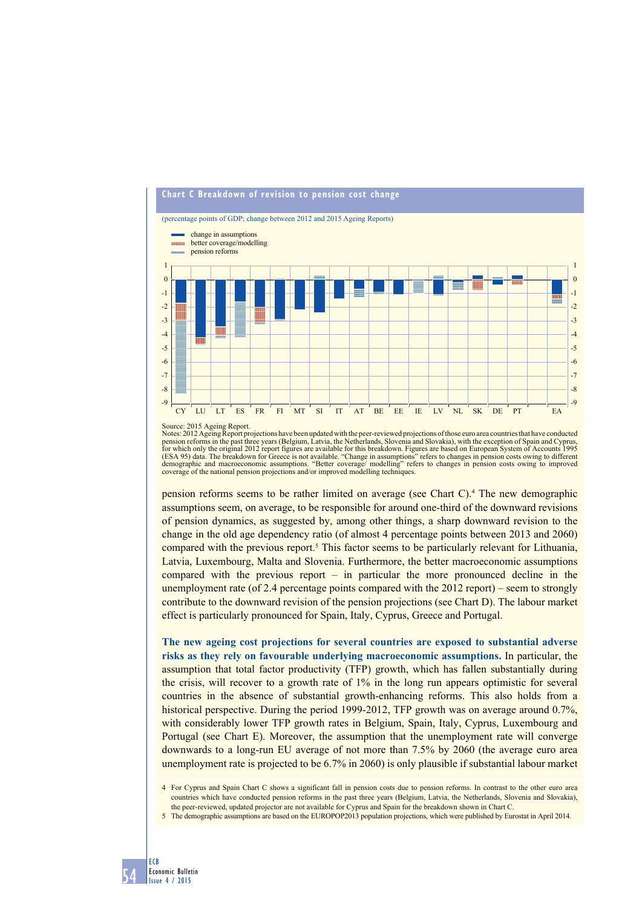**Chart C Breakdown of revision to pension cost change**

(percentage points of GDP; change between 2012 and 2015 Ageing Reports)

- change in assumptions
- better coverage/modelling
- pension reforms

Source: 2015 Ageing Report.
Notes: 2012 Ageing Report projections have been updated with the peer-reviewed projections of those euro area countries that have conducted pension reforms in the past three years (Belgium, Latvia, the Netherlands, Slovenia and Slovakia), with the exception of Spain and Cyprus, for which only the original 2012 report figures are available for this breakdown. Figures are based on European System of Accounts 1995 (ESA 95) data. The breakdown for Greece is not available. "Change in assumptions" refers to changes in pension costs owing to different demographic and macroeconomic assumptions. "Better coverage/ modelling" refers to changes in pension costs owing to improved coverage of the national pension projections and/or improved modelling techniques.

pension reforms seems to be rather limited on average (see Chart C).[4] The new demographic assumptions seem, on average, to be responsible for around one-third of the downward revisions of pension dynamics, as suggested by, among other things, a sharp downward revision to the change in the old age dependency ratio (of almost 4 percentage points between 2013 and 2060) compared with the previous report.[5] This factor seems to be particularly relevant for Lithuania, Latvia, Luxembourg, Malta and Slovenia. Furthermore, the better macroeconomic assumptions compared with the previous report – in particular the more pronounced decline in the unemployment rate (of 2.4 percentage points compared with the 2012 report) – seem to strongly contribute to the downward revision of the pension projections (see Chart D). The labour market effect is particularly pronounced for Spain, Italy, Cyprus, Greece and Portugal.

**The new ageing cost projections for several countries are exposed to substantial adverse risks as they rely on favourable underlying macroeconomic assumptions.** In particular, the assumption that total factor productivity (TFP) growth, which has fallen substantially during the crisis, will recover to a growth rate of 1% in the long run appears optimistic for several countries in the absence of substantial growth-enhancing reforms. This also holds from a historical perspective. During the period 1999-2012, TFP growth was on average around 0.7%, with considerably lower TFP growth rates in Belgium, Spain, Italy, Cyprus, Luxembourg and Portugal (see Chart E). Moreover, the assumption that the unemployment rate will converge downwards to a long-run EU average of not more than 7.5% by 2060 (the average euro area unemployment rate is projected to be 6.7% in 2060) is only plausible if substantial labour market

4 For Cyprus and Spain Chart C shows a significant fall in pension costs due to pension reforms. In contrast to the other euro area countries which have conducted pension reforms in the past three years (Belgium, Latvia, the Netherlands, Slovenia and Slovakia), the peer-reviewed, updated projector are not available for Cyprus and Spain for the breakdown shown in Chart C.

5 The demographic assumptions are based on the EUROPOP2013 population projections, which were published by Eurostat in April 2014.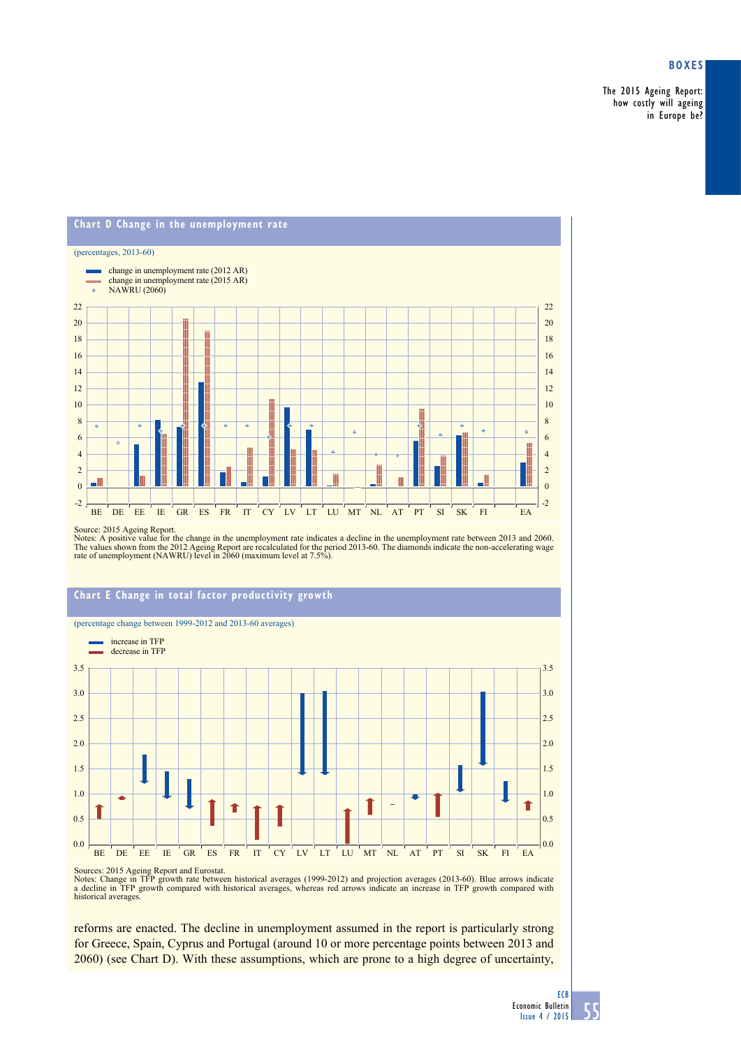**Chart D Change in the unemployment rate**

(percentages, 2013-60)

- change in unemployment rate (2012 AR)
- change in unemployment rate (2015 AR)
- NAWRU (2060)

Source: 2015 Ageing Report.
Notes: A positive value for the change in the unemployment rate indicates a decline in the unemployment rate between 2013 and 2060. The values shown from the 2012 Ageing Report are recalculated for the period 2013-60. The diamonds indicate the non-accelerating wage rate of unemployment (NAWRU) level in 2060 (maximum level at 7.5%).

**Chart E Change in total factor productivity growth**

(percentage change between 1999-2012 and 2013-60 averages)

- increase in TFP
- decrease in TFP

Sources: 2015 Ageing Report and Eurostat.
Notes: Change in TFP growth rate between historical averages (1999-2012) and projection averages (2013-60). Blue arrows indicate a decline in TFP growth compared with historical averages, whereas red arrows indicate an increase in TFP growth compared with historical averages.

reforms are enacted. The decline in unemployment assumed in the report is particularly strong for Greece, Spain, Cyprus and Portugal (around 10 or more percentage points between 2013 and 2060) (see Chart D). With these assumptions, which are prone to a high degree of uncertainty,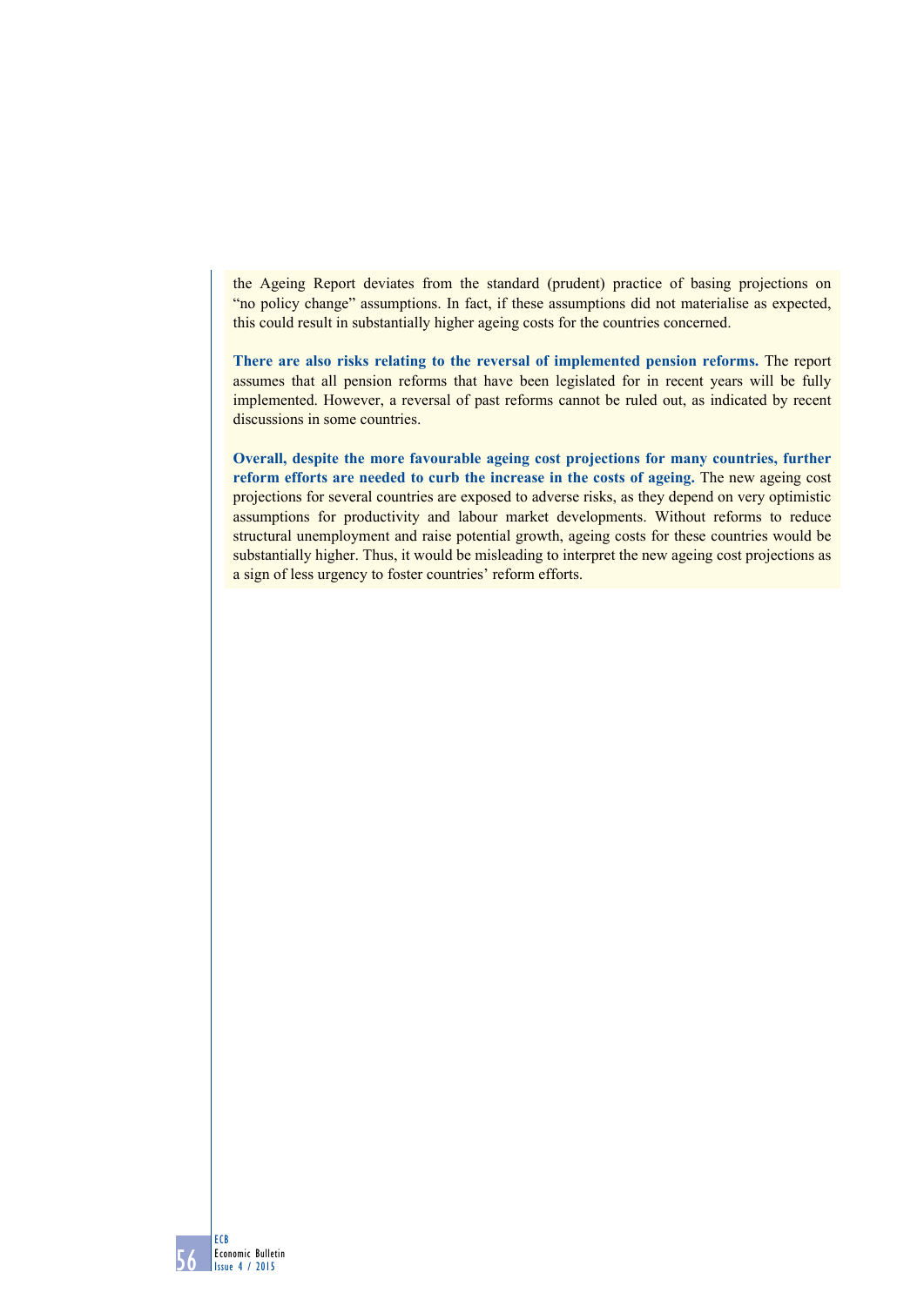the Ageing Report deviates from the standard (prudent) practice of basing projections on "no policy change" assumptions. In fact, if these assumptions did not materialise as expected, this could result in substantially higher ageing costs for the countries concerned.

**There are also risks relating to the reversal of implemented pension reforms.** The report assumes that all pension reforms that have been legislated for in recent years will be fully implemented. However, a reversal of past reforms cannot be ruled out, as indicated by recent discussions in some countries.

**Overall, despite the more favourable ageing cost projections for many countries, further reform efforts are needed to curb the increase in the costs of ageing.** The new ageing cost projections for several countries are exposed to adverse risks, as they depend on very optimistic assumptions for productivity and labour market developments. Without reforms to reduce structural unemployment and raise potential growth, ageing costs for these countries would be substantially higher. Thus, it would be misleading to interpret the new ageing cost projections as a sign of less urgency to foster countries' reform efforts.